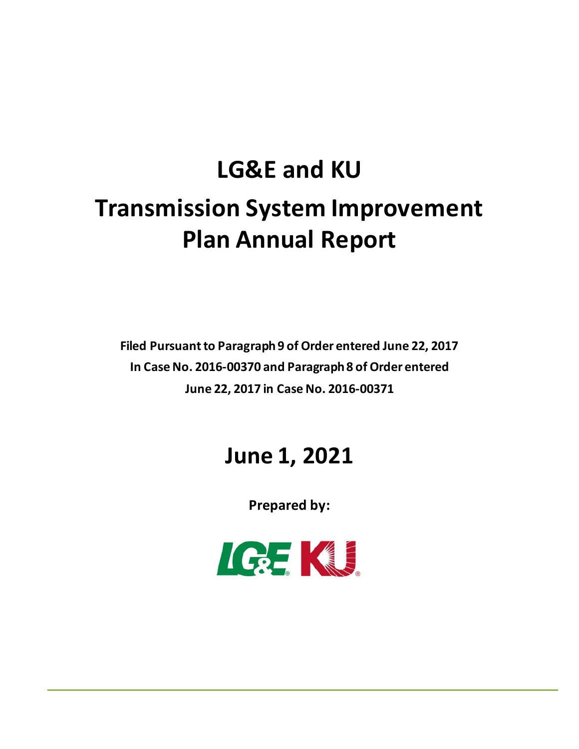# LG&E and KU

# Transmission System Improvement Plan Annual Report

**Filed Pursuant to Paragraph 9 of Order entered June 22, 2017 In Case No. 2016-00370 and Paragraph 8 of Order entered June 22, 2017 in Case No. 2016-00371**

## June 1, 2021

**Prepared by:**

LG&E KU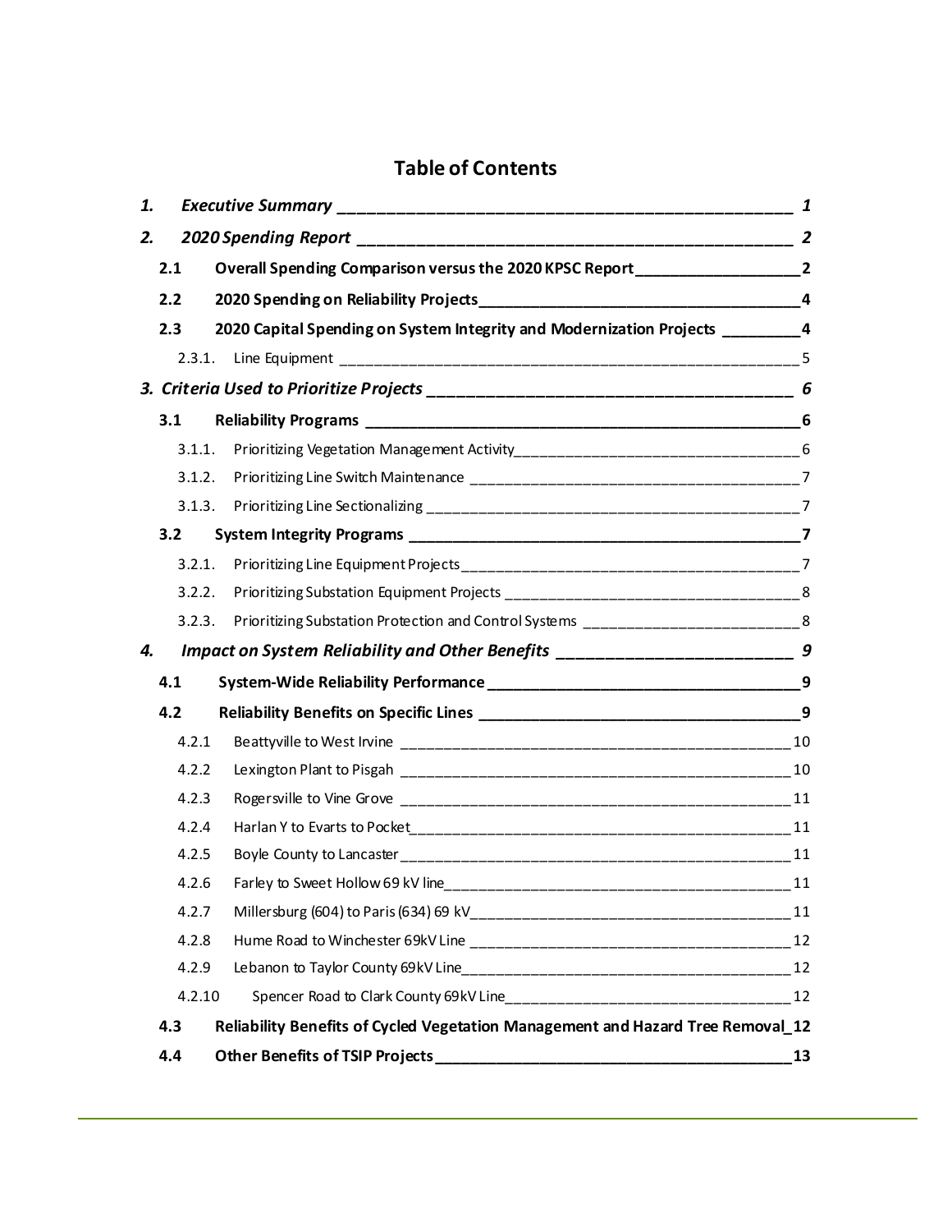# Table of Contents

| | | |
|---|---|---|
| ***1.*** | ***Executive Summary*** | ***1*** |
| ***2.*** | ***2020 Spending Report*** | ***2*** |
| **2.1** | **Overall Spending Comparison versus the 2020 KPSC Report** | **2** |
| **2.2** | **2020 Spending on Reliability Projects** | **4** |
| **2.3** | **2020 Capital Spending on System Integrity and Modernization Projects** | **4** |
| 2.3.1. | Line Equipment | 5 |
| ***3.*** | ***Criteria Used to Prioritize Projects*** | ***6*** |
| **3.1** | **Reliability Programs** | **6** |
| 3.1.1. | Prioritizing Vegetation Management Activity | 6 |
| 3.1.2. | Prioritizing Line Switch Maintenance | 7 |
| 3.1.3. | Prioritizing Line Sectionalizing | 7 |
| **3.2** | **System Integrity Programs** | **7** |
| 3.2.1. | Prioritizing Line Equipment Projects | 7 |
| 3.2.2. | Prioritizing Substation Equipment Projects | 8 |
| 3.2.3. | Prioritizing Substation Protection and Control Systems | 8 |
| ***4.*** | ***Impact on System Reliability and Other Benefits*** | ***9*** |
| **4.1** | **System-Wide Reliability Performance** | **9** |
| **4.2** | **Reliability Benefits on Specific Lines** | **9** |
| 4.2.1 | Beattyville to West Irvine | 10 |
| 4.2.2 | Lexington Plant to Pisgah | 10 |
| 4.2.3 | Rogersville to Vine Grove | 11 |
| 4.2.4 | Harlan Y to Evarts to Pocket | 11 |
| 4.2.5 | Boyle County to Lancaster | 11 |
| 4.2.6 | Farley to Sweet Hollow 69 kV line | 11 |
| 4.2.7 | Millersburg (604) to Paris (634) 69 kV | 11 |
| 4.2.8 | Hume Road to Winchester 69kV Line | 12 |
| 4.2.9 | Lebanon to Taylor County 69kV Line | 12 |
| 4.2.10 | Spencer Road to Clark County 69kV Line | 12 |
| **4.3** | **Reliability Benefits of Cycled Vegetation Management and Hazard Tree Removal** | **12** |
| **4.4** | **Other Benefits of TSIP Projects** | **13** |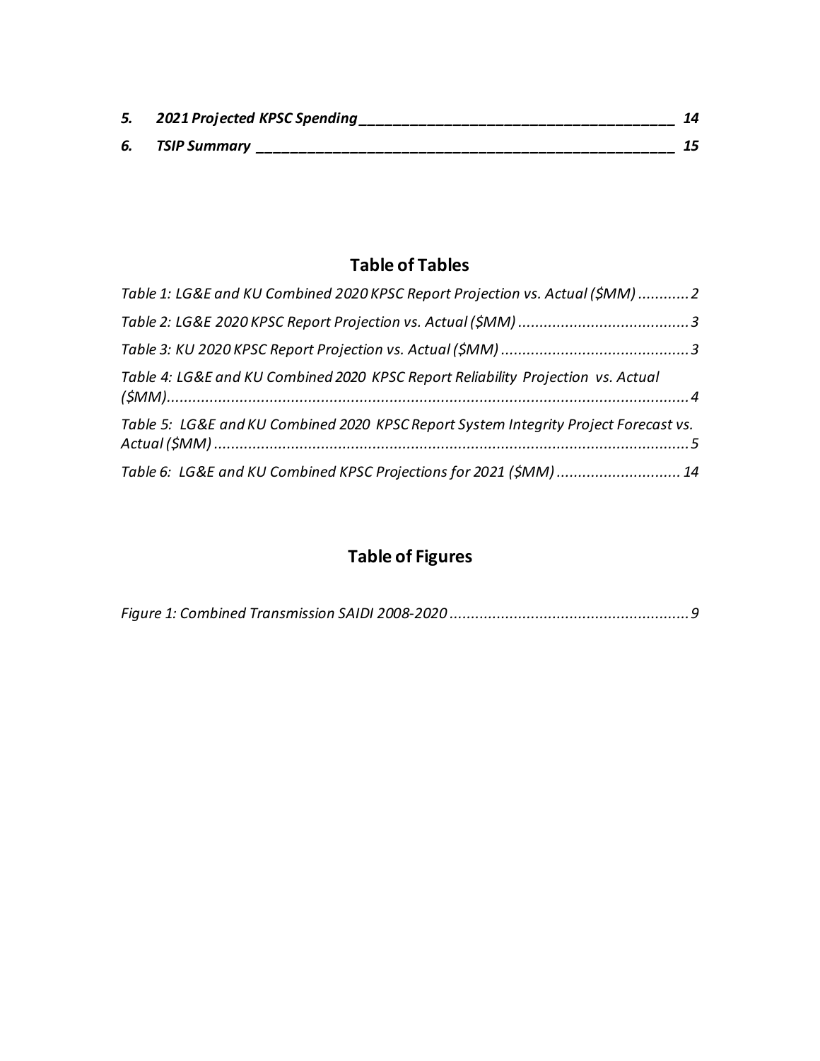*5. 2021 Projected KPSC Spending ______________________________________ 14*

*6. TSIP Summary ______________________________________________________ 15*

## Table of Tables

*Table 1: LG&E and KU Combined 2020 KPSC Report Projection vs. Actual ($MM) ............ 2*

*Table 2: LG&E 2020 KPSC Report Projection vs. Actual ($MM) ........................................ 3*

*Table 3: KU 2020 KPSC Report Projection vs. Actual ($MM) ............................................ 3*

*Table 4: LG&E and KU Combined 2020 KPSC Report Reliability Projection vs. Actual ($MM)............................................................................................................................ 4*

*Table 5: LG&E and KU Combined 2020 KPSC Report System Integrity Project Forecast vs. Actual ($MM) ................................................................................................................. 5*

*Table 6: LG&E and KU Combined KPSC Projections for 2021 ($MM) ............................. 14*

## Table of Figures

*Figure 1: Combined Transmission SAIDI 2008-2020 ........................................................ 9*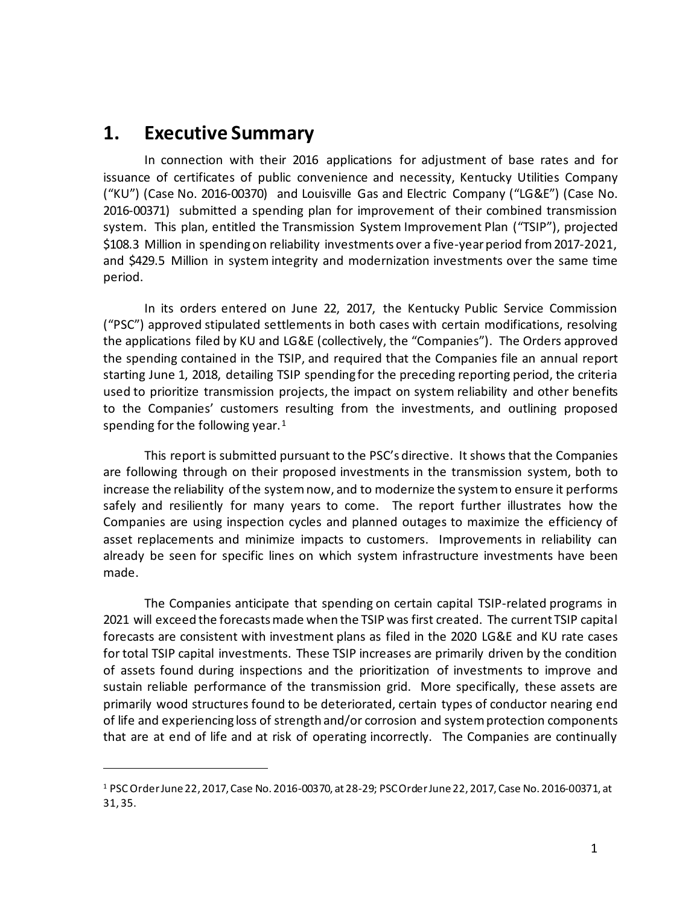# 1. Executive Summary

In connection with their 2016 applications for adjustment of base rates and for issuance of certificates of public convenience and necessity, Kentucky Utilities Company ("KU") (Case No. 2016-00370) and Louisville Gas and Electric Company ("LG&E") (Case No. 2016-00371) submitted a spending plan for improvement of their combined transmission system. This plan, entitled the Transmission System Improvement Plan ("TSIP"), projected $108.3 Million in spending on reliability investments over a five-year period from 2017-2021, and $429.5 Million in system integrity and modernization investments over the same time period.

In its orders entered on June 22, 2017, the Kentucky Public Service Commission ("PSC") approved stipulated settlements in both cases with certain modifications, resolving the applications filed by KU and LG&E (collectively, the "Companies"). The Orders approved the spending contained in the TSIP, and required that the Companies file an annual report starting June 1, 2018, detailing TSIP spending for the preceding reporting period, the criteria used to prioritize transmission projects, the impact on system reliability and other benefits to the Companies' customers resulting from the investments, and outlining proposed spending for the following year.[1]

This report is submitted pursuant to the PSC's directive. It shows that the Companies are following through on their proposed investments in the transmission system, both to increase the reliability of the system now, and to modernize the system to ensure it performs safely and resiliently for many years to come. The report further illustrates how the Companies are using inspection cycles and planned outages to maximize the efficiency of asset replacements and minimize impacts to customers. Improvements in reliability can already be seen for specific lines on which system infrastructure investments have been made.

The Companies anticipate that spending on certain capital TSIP-related programs in 2021 will exceed the forecasts made when the TSIP was first created. The current TSIP capital forecasts are consistent with investment plans as filed in the 2020 LG&E and KU rate cases for total TSIP capital investments. These TSIP increases are primarily driven by the condition of assets found during inspections and the prioritization of investments to improve and sustain reliable performance of the transmission grid. More specifically, these assets are primarily wood structures found to be deteriorated, certain types of conductor nearing end of life and experiencing loss of strength and/or corrosion and system protection components that are at end of life and at risk of operating incorrectly. The Companies are continually

[1] PSC Order June 22, 2017, Case No. 2016-00370, at 28-29; PSC Order June 22, 2017, Case No. 2016-00371, at 31, 35.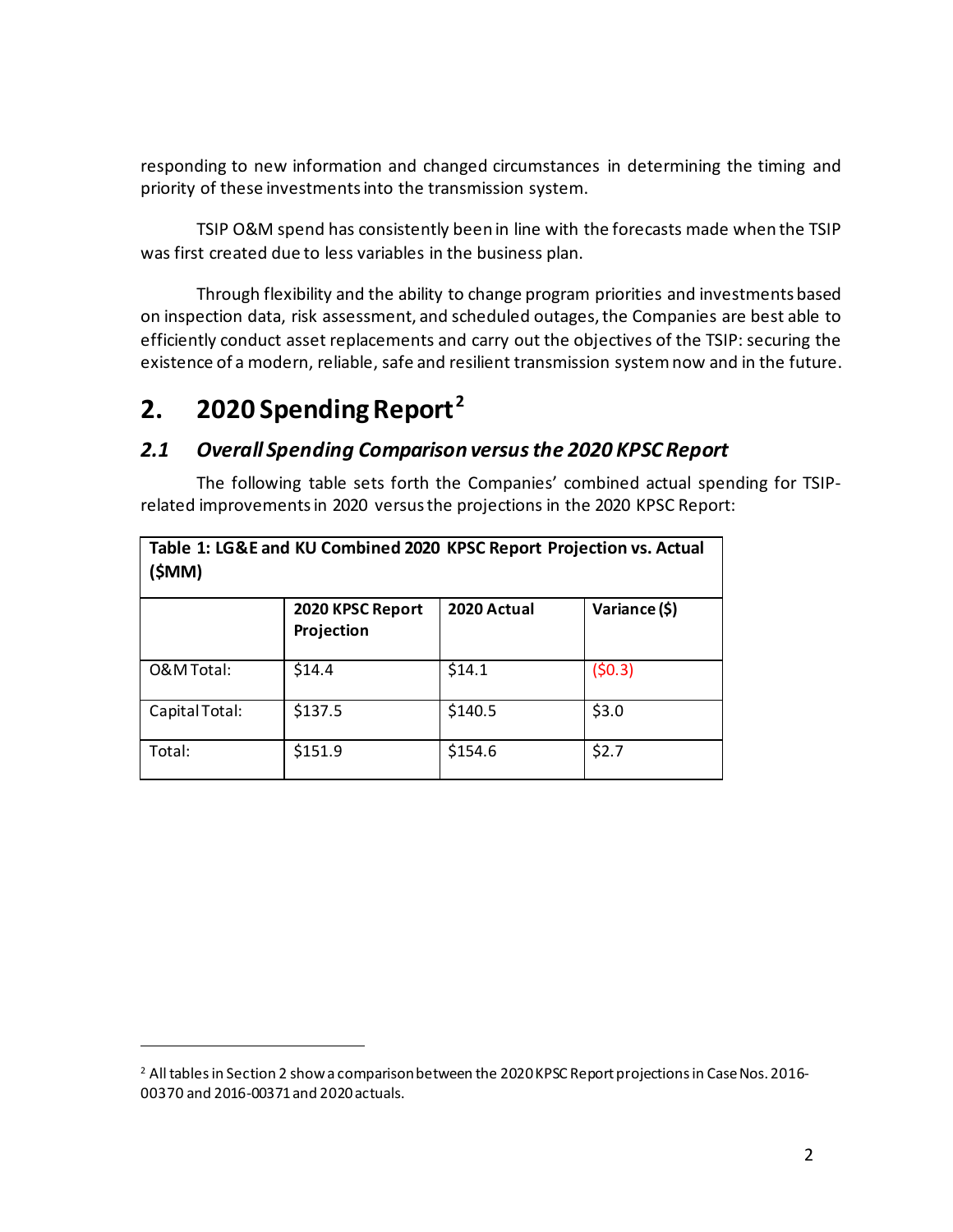responding to new information and changed circumstances in determining the timing and priority of these investments into the transmission system.

TSIP O&M spend has consistently been in line with the forecasts made when the TSIP was first created due to less variables in the business plan.

Through flexibility and the ability to change program priorities and investments based on inspection data, risk assessment, and scheduled outages, the Companies are best able to efficiently conduct asset replacements and carry out the objectives of the TSIP: securing the existence of a modern, reliable, safe and resilient transmission system now and in the future.

# 2. 2020 Spending Report[2]

## *2.1 Overall Spending Comparison versus the 2020 KPSC Report*

The following table sets forth the Companies' combined actual spending for TSIP-related improvements in 2020 versus the projections in the 2020 KPSC Report:

**Table 1: LG&E and KU Combined 2020 KPSC Report Projection vs. Actual ($MM)**

| | 2020 KPSC Report Projection | 2020 Actual | Variance ($) |
|---|---|---|---|
| O&M Total: | $14.4 | $14.1 | ($0.3) |
| Capital Total: | $137.5 | $140.5 | $3.0 |
| Total: | $151.9 | $154.6 | $2.7 |

[2] All tables in Section 2 show a comparison between the 2020 KPSC Report projections in Case Nos. 2016-00370 and 2016-00371 and 2020 actuals.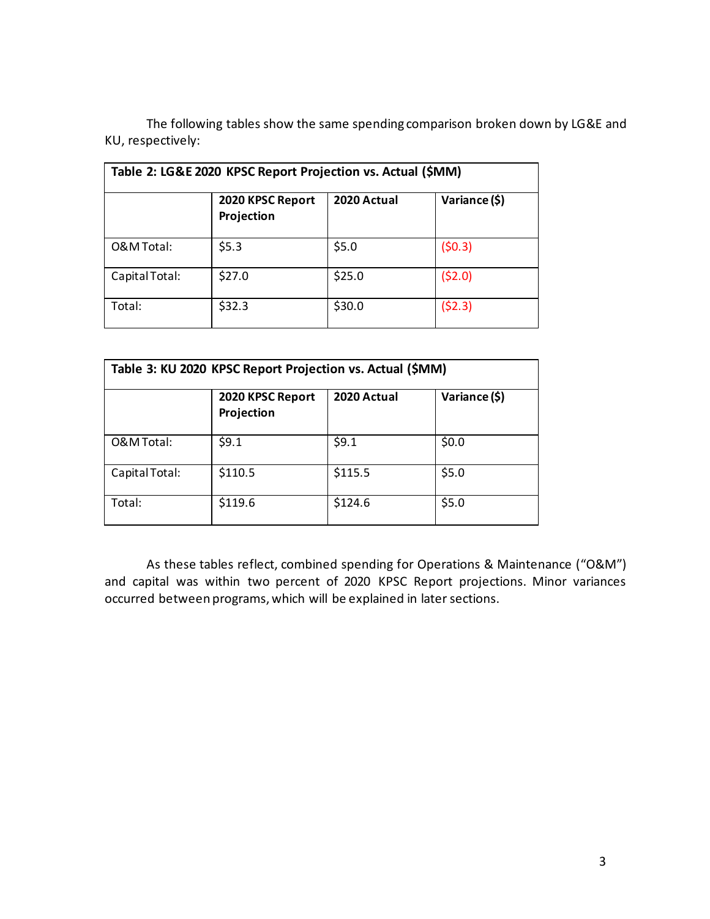The following tables show the same spending comparison broken down by LG&E and KU, respectively:

| **Table 2: LG&E 2020 KPSC Report Projection vs. Actual ($MM)** | | | |
|---|---|---|---|
| | **2020 KPSC Report Projection** | **2020 Actual** | **Variance ($)** |
| O&M Total: | $5.3 | $5.0 | ($0.3) |
| Capital Total: | $27.0 | $25.0 | ($2.0) |
| Total: | $32.3 | $30.0 | ($2.3) |

| **Table 3: KU 2020 KPSC Report Projection vs. Actual ($MM)** | | | |
|---|---|---|---|
| | **2020 KPSC Report Projection** | **2020 Actual** | **Variance ($)** |
| O&M Total: | $9.1 | $9.1 | $0.0 |
| Capital Total: | $110.5 | $115.5 | $5.0 |
| Total: | $119.6 | $124.6 | $5.0 |

As these tables reflect, combined spending for Operations & Maintenance ("O&M") and capital was within two percent of 2020 KPSC Report projections. Minor variances occurred between programs, which will be explained in later sections.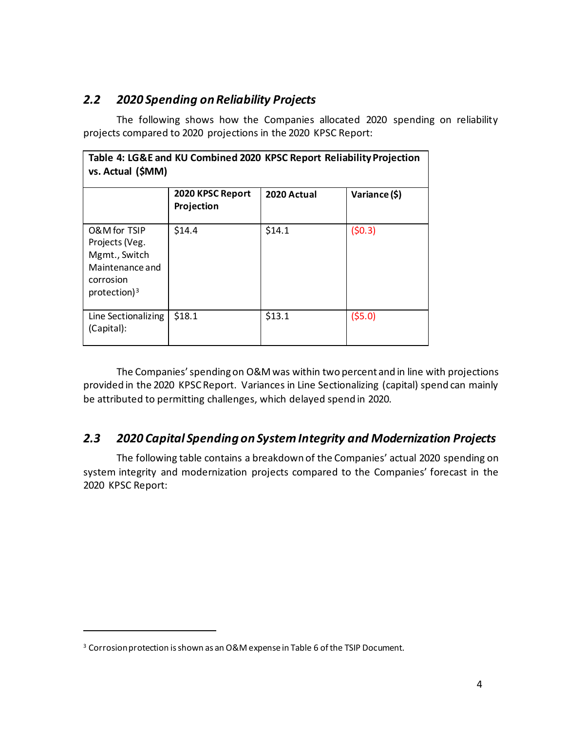### *2.2 2020 Spending on Reliability Projects*

The following shows how the Companies allocated 2020 spending on reliability projects compared to 2020 projections in the 2020 KPSC Report:

**Table 4: LG&E and KU Combined 2020 KPSC Report Reliability Projection vs. Actual ($MM)**

| | 2020 KPSC Report Projection | 2020 Actual | Variance ($) |
|---|---|---|---|
| O&M for TSIP Projects (Veg. Mgmt., Switch Maintenance and corrosion protection)[3] | $14.4 | $14.1 | ($0.3) |
| Line Sectionalizing (Capital): | $18.1 | $13.1 | ($5.0) |

The Companies' spending on O&M was within two percent and in line with projections provided in the 2020 KPSC Report. Variances in Line Sectionalizing (capital) spend can mainly be attributed to permitting challenges, which delayed spend in 2020.

### *2.3 2020 Capital Spending on System Integrity and Modernization Projects*

The following table contains a breakdown of the Companies' actual 2020 spending on system integrity and modernization projects compared to the Companies' forecast in the 2020 KPSC Report:

[3] Corrosion protection is shown as an O&M expense in Table 6 of the TSIP Document.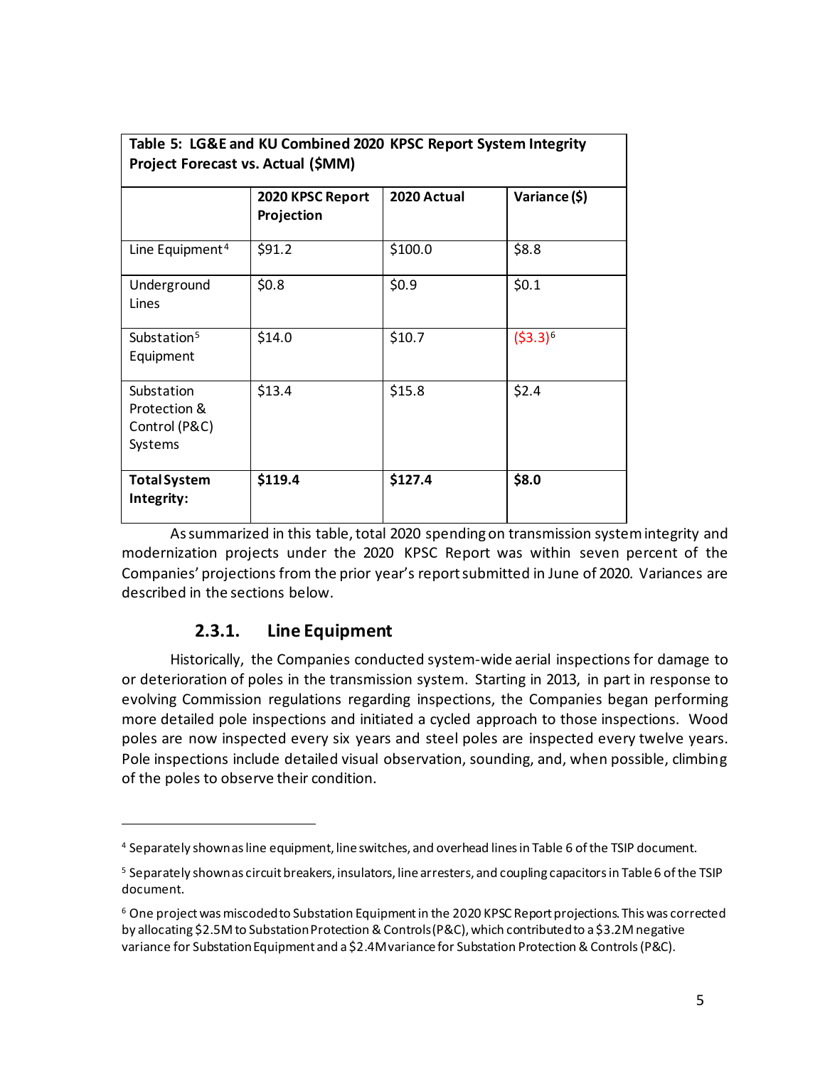| Table 5: LG&E and KU Combined 2020 KPSC Report System Integrity Project Forecast vs. Actual ($MM) | | | |
|---|---|---|---|
| | **2020 KPSC Report Projection** | **2020 Actual** | **Variance ($)** |
| Line Equipment[4] | $91.2 | $100.0 | $8.8 |
| Underground Lines | $0.8 | $0.9 | $0.1 |
| Substation[5] Equipment | $14.0 | $10.7 | ($3.3)[6] |
| Substation Protection & Control (P&C) Systems | $13.4 | $15.8 | $2.4 |
| **Total System Integrity:** | **$119.4** | **$127.4** | **$8.0** |

As summarized in this table, total 2020 spending on transmission system integrity and modernization projects under the 2020 KPSC Report was within seven percent of the Companies' projections from the prior year's report submitted in June of 2020. Variances are described in the sections below.

### 2.3.1. Line Equipment

Historically, the Companies conducted system-wide aerial inspections for damage to or deterioration of poles in the transmission system. Starting in 2013, in part in response to evolving Commission regulations regarding inspections, the Companies began performing more detailed pole inspections and initiated a cycled approach to those inspections. Wood poles are now inspected every six years and steel poles are inspected every twelve years. Pole inspections include detailed visual observation, sounding, and, when possible, climbing of the poles to observe their condition.

---

[4] Separately shown as line equipment, line switches, and overhead lines in Table 6 of the TSIP document.

[5] Separately shown as circuit breakers, insulators, line arresters, and coupling capacitors in Table 6 of the TSIP document.

[6] One project was miscoded to Substation Equipment in the 2020 KPSC Report projections. This was corrected by allocating $2.5M to Substation Protection & Controls (P&C), which contributed to a $3.2M negative variance for Substation Equipment and a $2.4M variance for Substation Protection & Controls (P&C).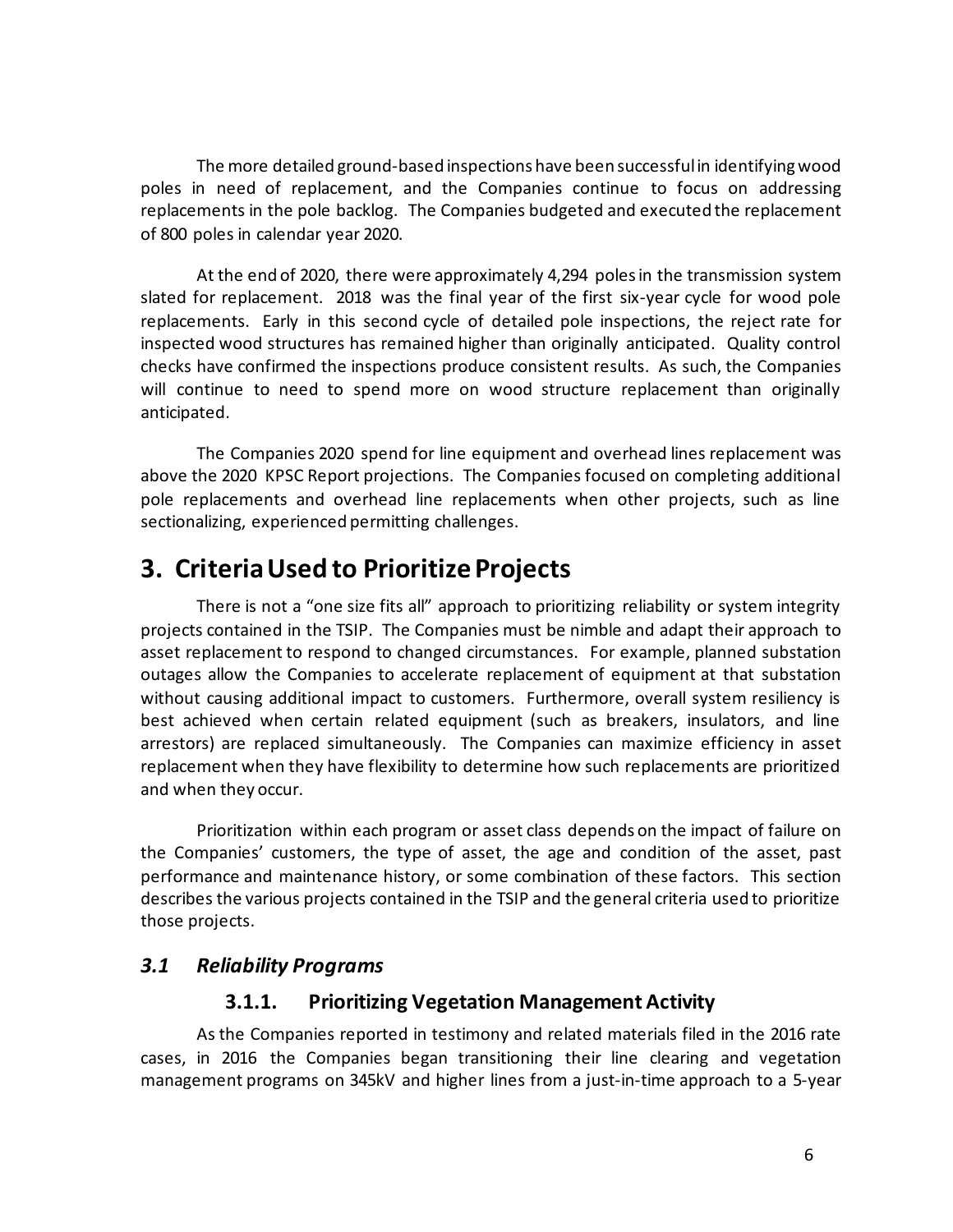The more detailed ground-based inspections have been successful in identifying wood poles in need of replacement, and the Companies continue to focus on addressing replacements in the pole backlog. The Companies budgeted and executed the replacement of 800 poles in calendar year 2020.

At the end of 2020, there were approximately 4,294 poles in the transmission system slated for replacement. 2018 was the final year of the first six-year cycle for wood pole replacements. Early in this second cycle of detailed pole inspections, the reject rate for inspected wood structures has remained higher than originally anticipated. Quality control checks have confirmed the inspections produce consistent results. As such, the Companies will continue to need to spend more on wood structure replacement than originally anticipated.

The Companies 2020 spend for line equipment and overhead lines replacement was above the 2020 KPSC Report projections. The Companies focused on completing additional pole replacements and overhead line replacements when other projects, such as line sectionalizing, experienced permitting challenges.

# 3. Criteria Used to Prioritize Projects

There is not a "one size fits all" approach to prioritizing reliability or system integrity projects contained in the TSIP. The Companies must be nimble and adapt their approach to asset replacement to respond to changed circumstances. For example, planned substation outages allow the Companies to accelerate replacement of equipment at that substation without causing additional impact to customers. Furthermore, overall system resiliency is best achieved when certain related equipment (such as breakers, insulators, and line arrestors) are replaced simultaneously. The Companies can maximize efficiency in asset replacement when they have flexibility to determine how such replacements are prioritized and when they occur.

Prioritization within each program or asset class depends on the impact of failure on the Companies' customers, the type of asset, the age and condition of the asset, past performance and maintenance history, or some combination of these factors. This section describes the various projects contained in the TSIP and the general criteria used to prioritize those projects.

## *3.1 Reliability Programs*

### 3.1.1. Prioritizing Vegetation Management Activity

As the Companies reported in testimony and related materials filed in the 2016 rate cases, in 2016 the Companies began transitioning their line clearing and vegetation management programs on 345kV and higher lines from a just-in-time approach to a 5-year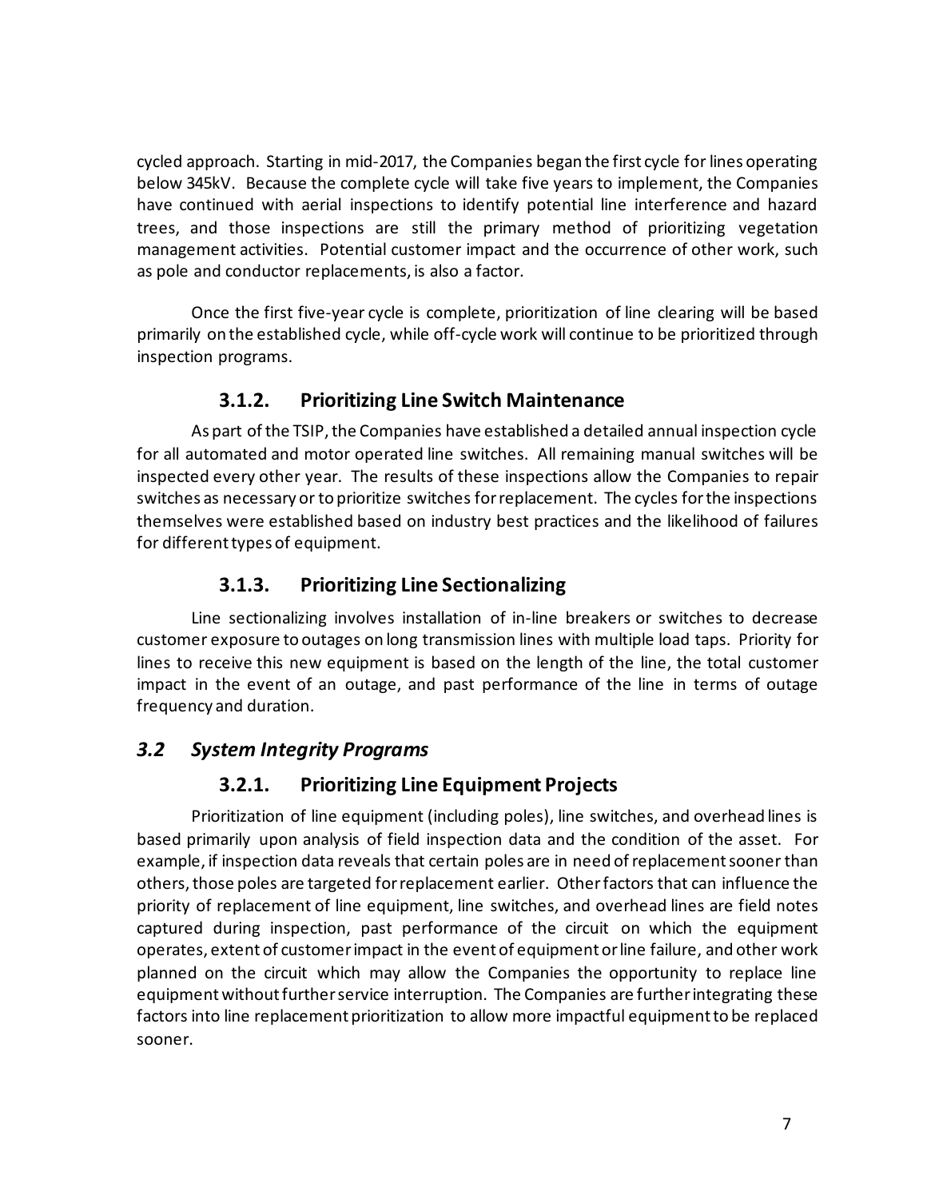cycled approach. Starting in mid-2017, the Companies began the first cycle for lines operating below 345kV. Because the complete cycle will take five years to implement, the Companies have continued with aerial inspections to identify potential line interference and hazard trees, and those inspections are still the primary method of prioritizing vegetation management activities. Potential customer impact and the occurrence of other work, such as pole and conductor replacements, is also a factor.

Once the first five-year cycle is complete, prioritization of line clearing will be based primarily on the established cycle, while off-cycle work will continue to be prioritized through inspection programs.

### 3.1.2. Prioritizing Line Switch Maintenance

As part of the TSIP, the Companies have established a detailed annual inspection cycle for all automated and motor operated line switches. All remaining manual switches will be inspected every other year. The results of these inspections allow the Companies to repair switches as necessary or to prioritize switches for replacement. The cycles for the inspections themselves were established based on industry best practices and the likelihood of failures for different types of equipment.

### 3.1.3. Prioritizing Line Sectionalizing

Line sectionalizing involves installation of in-line breakers or switches to decrease customer exposure to outages on long transmission lines with multiple load taps. Priority for lines to receive this new equipment is based on the length of the line, the total customer impact in the event of an outage, and past performance of the line in terms of outage frequency and duration.

## *3.2 System Integrity Programs*

### 3.2.1. Prioritizing Line Equipment Projects

Prioritization of line equipment (including poles), line switches, and overhead lines is based primarily upon analysis of field inspection data and the condition of the asset. For example, if inspection data reveals that certain poles are in need of replacement sooner than others, those poles are targeted for replacement earlier. Other factors that can influence the priority of replacement of line equipment, line switches, and overhead lines are field notes captured during inspection, past performance of the circuit on which the equipment operates, extent of customer impact in the event of equipment or line failure, and other work planned on the circuit which may allow the Companies the opportunity to replace line equipment without further service interruption. The Companies are further integrating these factors into line replacement prioritization to allow more impactful equipment to be replaced sooner.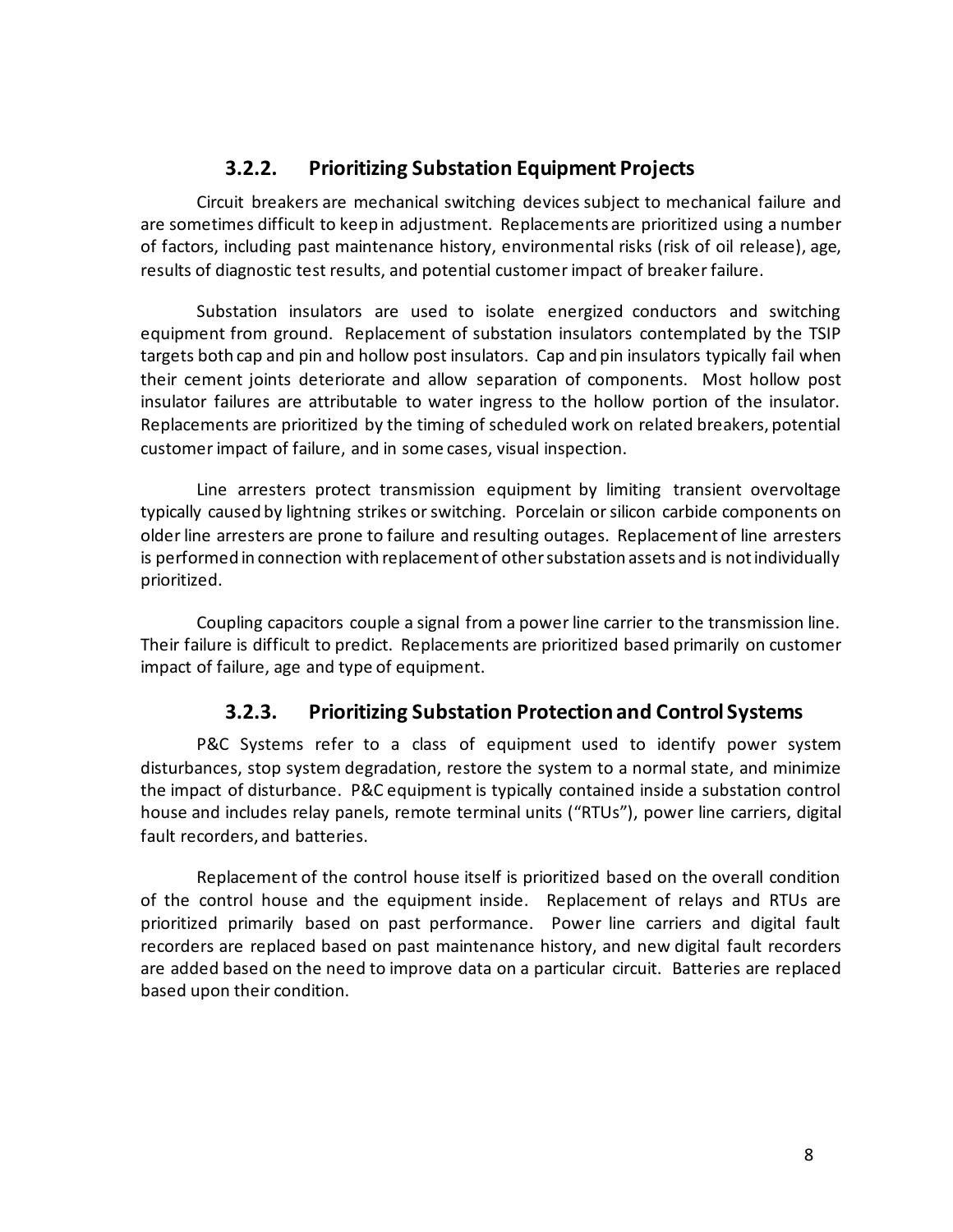### 3.2.2. Prioritizing Substation Equipment Projects

Circuit breakers are mechanical switching devices subject to mechanical failure and are sometimes difficult to keep in adjustment. Replacements are prioritized using a number of factors, including past maintenance history, environmental risks (risk of oil release), age, results of diagnostic test results, and potential customer impact of breaker failure.

Substation insulators are used to isolate energized conductors and switching equipment from ground. Replacement of substation insulators contemplated by the TSIP targets both cap and pin and hollow post insulators. Cap and pin insulators typically fail when their cement joints deteriorate and allow separation of components. Most hollow post insulator failures are attributable to water ingress to the hollow portion of the insulator. Replacements are prioritized by the timing of scheduled work on related breakers, potential customer impact of failure, and in some cases, visual inspection.

Line arresters protect transmission equipment by limiting transient overvoltage typically caused by lightning strikes or switching. Porcelain or silicon carbide components on older line arresters are prone to failure and resulting outages. Replacement of line arresters is performed in connection with replacement of other substation assets and is not individually prioritized.

Coupling capacitors couple a signal from a power line carrier to the transmission line. Their failure is difficult to predict. Replacements are prioritized based primarily on customer impact of failure, age and type of equipment.

### 3.2.3. Prioritizing Substation Protection and Control Systems

P&C Systems refer to a class of equipment used to identify power system disturbances, stop system degradation, restore the system to a normal state, and minimize the impact of disturbance. P&C equipment is typically contained inside a substation control house and includes relay panels, remote terminal units ("RTUs"), power line carriers, digital fault recorders, and batteries.

Replacement of the control house itself is prioritized based on the overall condition of the control house and the equipment inside. Replacement of relays and RTUs are prioritized primarily based on past performance. Power line carriers and digital fault recorders are replaced based on past maintenance history, and new digital fault recorders are added based on the need to improve data on a particular circuit. Batteries are replaced based upon their condition.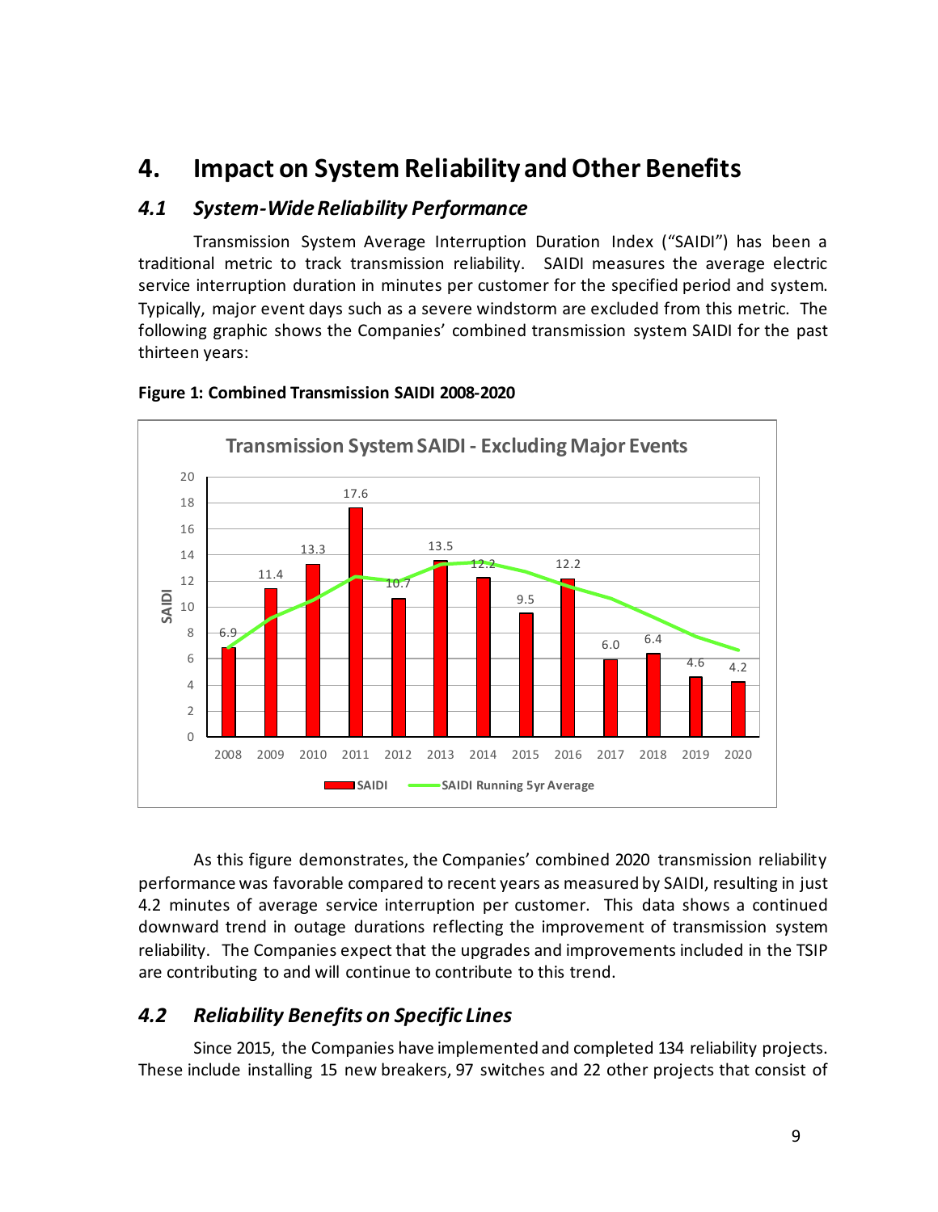# 4. Impact on System Reliability and Other Benefits

## *4.1 System-Wide Reliability Performance*

Transmission System Average Interruption Duration Index ("SAIDI") has been a traditional metric to track transmission reliability. SAIDI measures the average electric service interruption duration in minutes per customer for the specified period and system. Typically, major event days such as a severe windstorm are excluded from this metric. The following graphic shows the Companies' combined transmission system SAIDI for the past thirteen years:

**Figure 1: Combined Transmission SAIDI 2008-2020**

As this figure demonstrates, the Companies' combined 2020 transmission reliability performance was favorable compared to recent years as measured by SAIDI, resulting in just 4.2 minutes of average service interruption per customer. This data shows a continued downward trend in outage durations reflecting the improvement of transmission system reliability. The Companies expect that the upgrades and improvements included in the TSIP are contributing to and will continue to contribute to this trend.

## *4.2 Reliability Benefits on Specific Lines*

Since 2015, the Companies have implemented and completed 134 reliability projects. These include installing 15 new breakers, 97 switches and 22 other projects that consist of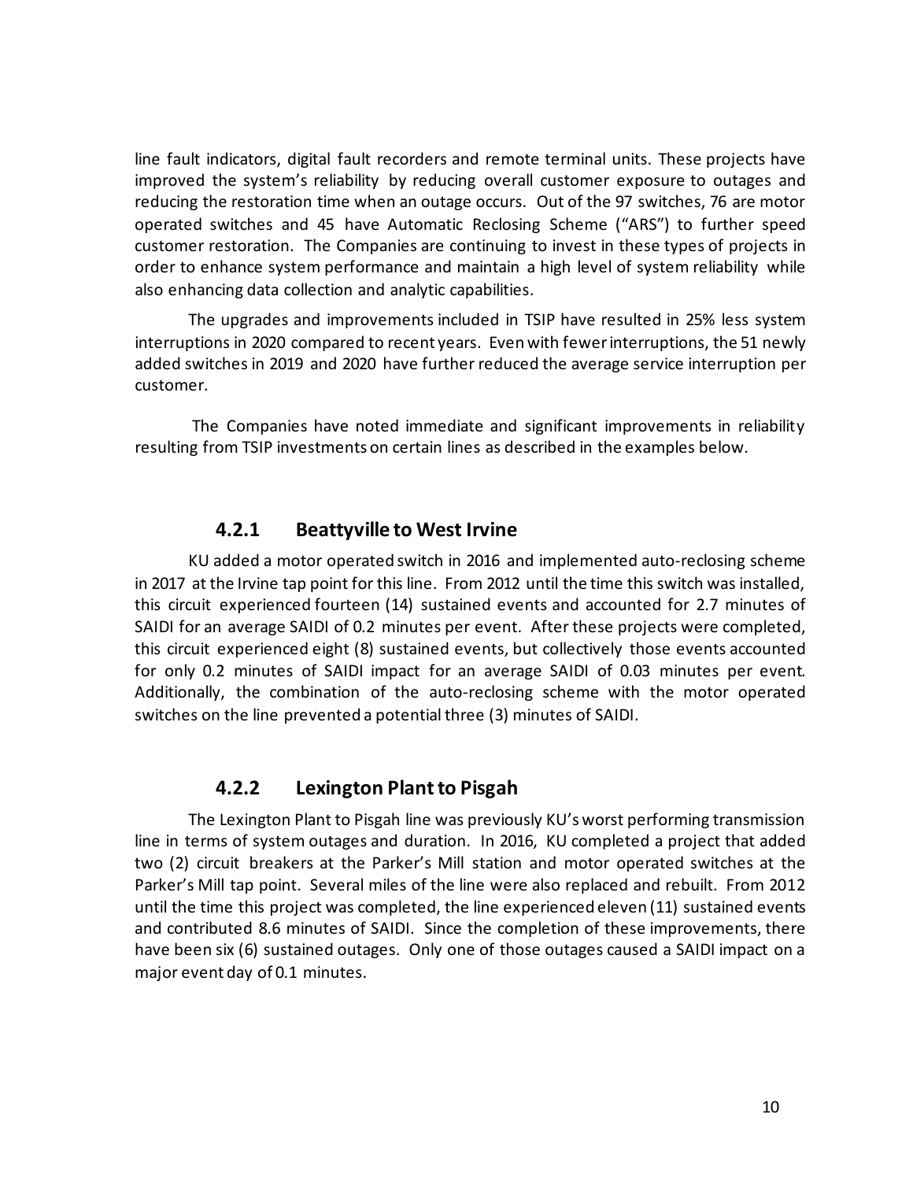line fault indicators, digital fault recorders and remote terminal units. These projects have improved the system's reliability by reducing overall customer exposure to outages and reducing the restoration time when an outage occurs. Out of the 97 switches, 76 are motor operated switches and 45 have Automatic Reclosing Scheme ("ARS") to further speed customer restoration. The Companies are continuing to invest in these types of projects in order to enhance system performance and maintain a high level of system reliability while also enhancing data collection and analytic capabilities.

The upgrades and improvements included in TSIP have resulted in 25% less system interruptions in 2020 compared to recent years. Even with fewer interruptions, the 51 newly added switches in 2019 and 2020 have further reduced the average service interruption per customer.

The Companies have noted immediate and significant improvements in reliability resulting from TSIP investments on certain lines as described in the examples below.

### 4.2.1 Beattyville to West Irvine

KU added a motor operated switch in 2016 and implemented auto-reclosing scheme in 2017 at the Irvine tap point for this line. From 2012 until the time this switch was installed, this circuit experienced fourteen (14) sustained events and accounted for 2.7 minutes of SAIDI for an average SAIDI of 0.2 minutes per event. After these projects were completed, this circuit experienced eight (8) sustained events, but collectively those events accounted for only 0.2 minutes of SAIDI impact for an average SAIDI of 0.03 minutes per event. Additionally, the combination of the auto-reclosing scheme with the motor operated switches on the line prevented a potential three (3) minutes of SAIDI.

### 4.2.2 Lexington Plant to Pisgah

The Lexington Plant to Pisgah line was previously KU's worst performing transmission line in terms of system outages and duration. In 2016, KU completed a project that added two (2) circuit breakers at the Parker's Mill station and motor operated switches at the Parker's Mill tap point. Several miles of the line were also replaced and rebuilt. From 2012 until the time this project was completed, the line experienced eleven (11) sustained events and contributed 8.6 minutes of SAIDI. Since the completion of these improvements, there have been six (6) sustained outages. Only one of those outages caused a SAIDI impact on a major event day of 0.1 minutes.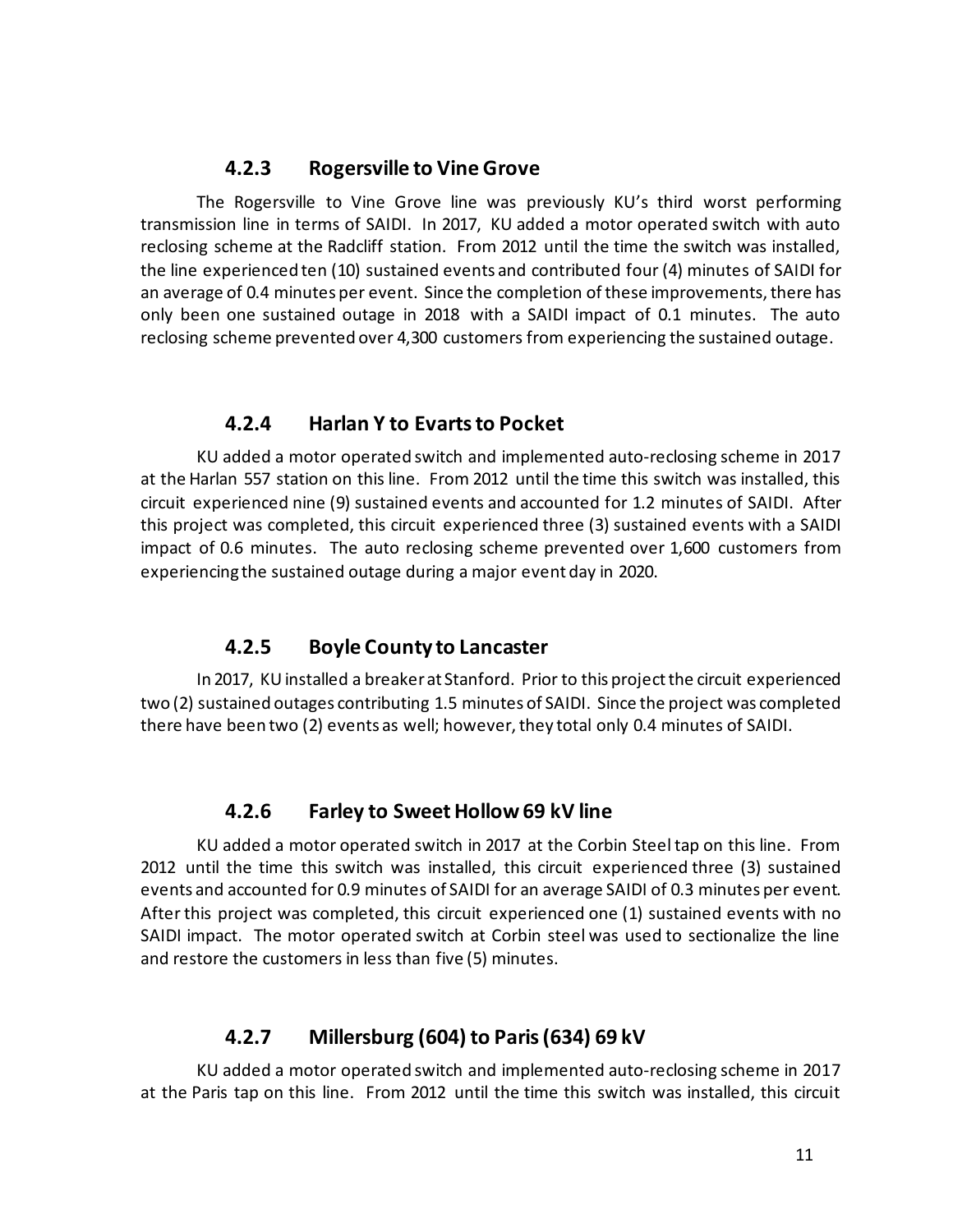### 4.2.3 Rogersville to Vine Grove

The Rogersville to Vine Grove line was previously KU's third worst performing transmission line in terms of SAIDI. In 2017, KU added a motor operated switch with auto reclosing scheme at the Radcliff station. From 2012 until the time the switch was installed, the line experienced ten (10) sustained events and contributed four (4) minutes of SAIDI for an average of 0.4 minutes per event. Since the completion of these improvements, there has only been one sustained outage in 2018 with a SAIDI impact of 0.1 minutes. The auto reclosing scheme prevented over 4,300 customers from experiencing the sustained outage.

### 4.2.4 Harlan Y to Evarts to Pocket

KU added a motor operated switch and implemented auto-reclosing scheme in 2017 at the Harlan 557 station on this line. From 2012 until the time this switch was installed, this circuit experienced nine (9) sustained events and accounted for 1.2 minutes of SAIDI. After this project was completed, this circuit experienced three (3) sustained events with a SAIDI impact of 0.6 minutes. The auto reclosing scheme prevented over 1,600 customers from experiencing the sustained outage during a major event day in 2020.

### 4.2.5 Boyle County to Lancaster

In 2017, KU installed a breaker at Stanford. Prior to this project the circuit experienced two (2) sustained outages contributing 1.5 minutes of SAIDI. Since the project was completed there have been two (2) events as well; however, they total only 0.4 minutes of SAIDI.

### 4.2.6 Farley to Sweet Hollow 69 kV line

KU added a motor operated switch in 2017 at the Corbin Steel tap on this line. From 2012 until the time this switch was installed, this circuit experienced three (3) sustained events and accounted for 0.9 minutes of SAIDI for an average SAIDI of 0.3 minutes per event. After this project was completed, this circuit experienced one (1) sustained events with no SAIDI impact. The motor operated switch at Corbin steel was used to sectionalize the line and restore the customers in less than five (5) minutes.

### 4.2.7 Millersburg (604) to Paris (634) 69 kV

KU added a motor operated switch and implemented auto-reclosing scheme in 2017 at the Paris tap on this line. From 2012 until the time this switch was installed, this circuit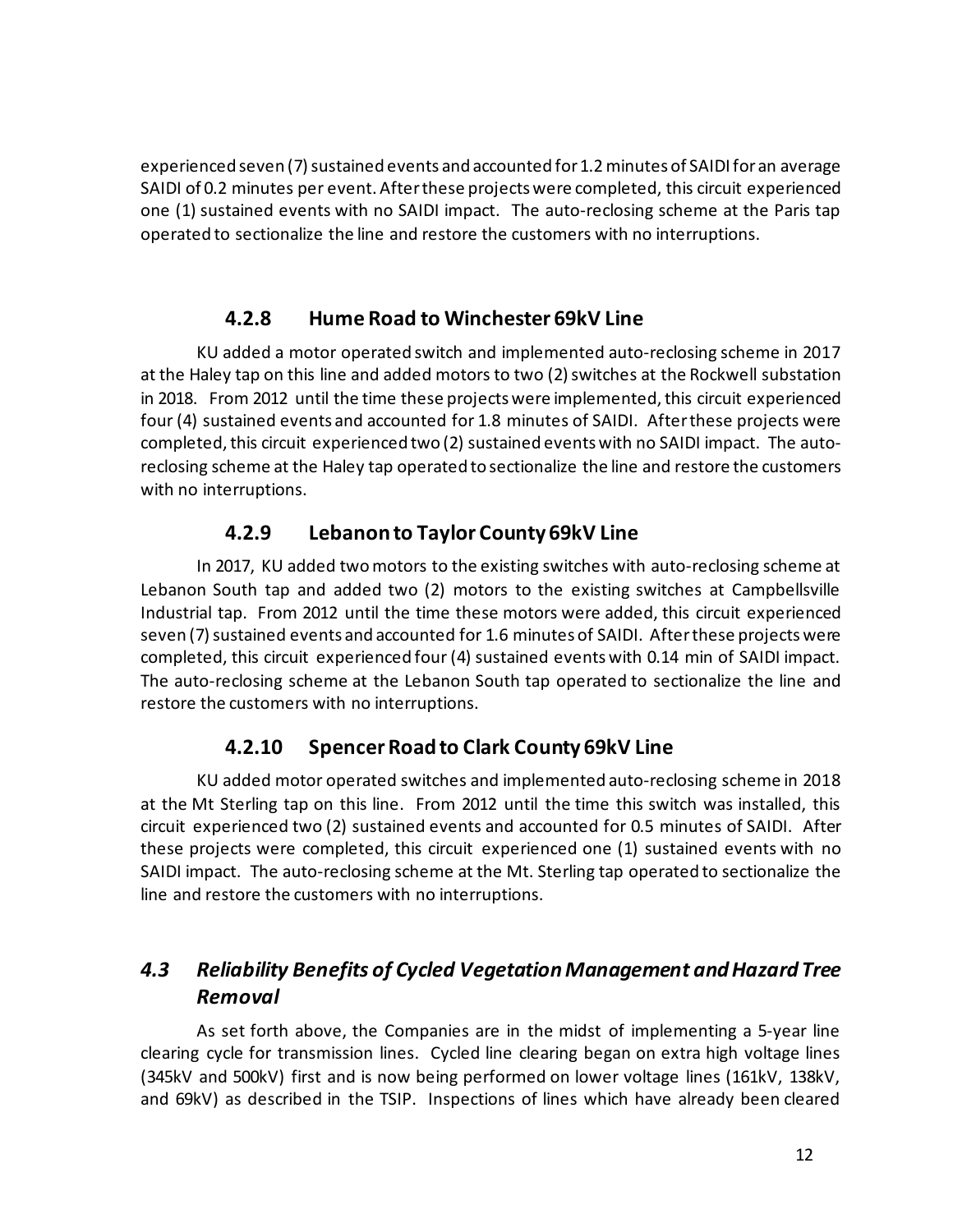experienced seven (7) sustained events and accounted for 1.2 minutes of SAIDI for an average SAIDI of 0.2 minutes per event. After these projects were completed, this circuit experienced one (1) sustained events with no SAIDI impact. The auto-reclosing scheme at the Paris tap operated to sectionalize the line and restore the customers with no interruptions.

### 4.2.8 Hume Road to Winchester 69kV Line

KU added a motor operated switch and implemented auto-reclosing scheme in 2017 at the Haley tap on this line and added motors to two (2) switches at the Rockwell substation in 2018. From 2012 until the time these projects were implemented, this circuit experienced four (4) sustained events and accounted for 1.8 minutes of SAIDI. After these projects were completed, this circuit experienced two (2) sustained events with no SAIDI impact. The auto-reclosing scheme at the Haley tap operated to sectionalize the line and restore the customers with no interruptions.

### 4.2.9 Lebanon to Taylor County 69kV Line

In 2017, KU added two motors to the existing switches with auto-reclosing scheme at Lebanon South tap and added two (2) motors to the existing switches at Campbellsville Industrial tap. From 2012 until the time these motors were added, this circuit experienced seven (7) sustained events and accounted for 1.6 minutes of SAIDI. After these projects were completed, this circuit experienced four (4) sustained events with 0.14 min of SAIDI impact. The auto-reclosing scheme at the Lebanon South tap operated to sectionalize the line and restore the customers with no interruptions.

### 4.2.10 Spencer Road to Clark County 69kV Line

KU added motor operated switches and implemented auto-reclosing scheme in 2018 at the Mt Sterling tap on this line. From 2012 until the time this switch was installed, this circuit experienced two (2) sustained events and accounted for 0.5 minutes of SAIDI. After these projects were completed, this circuit experienced one (1) sustained events with no SAIDI impact. The auto-reclosing scheme at the Mt. Sterling tap operated to sectionalize the line and restore the customers with no interruptions.

## *4.3 Reliability Benefits of Cycled Vegetation Management and Hazard Tree Removal*

As set forth above, the Companies are in the midst of implementing a 5-year line clearing cycle for transmission lines. Cycled line clearing began on extra high voltage lines (345kV and 500kV) first and is now being performed on lower voltage lines (161kV, 138kV, and 69kV) as described in the TSIP. Inspections of lines which have already been cleared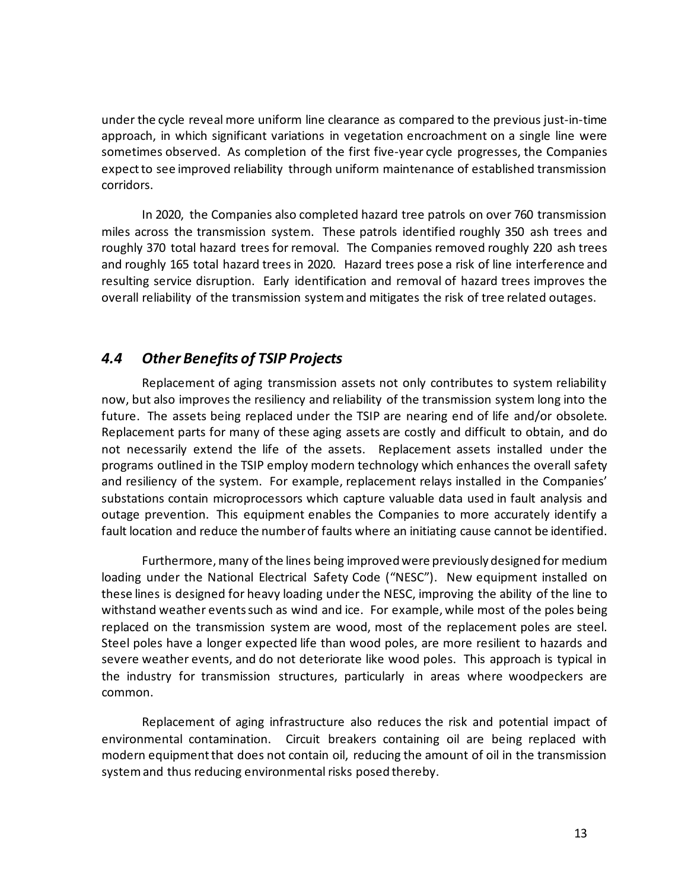under the cycle reveal more uniform line clearance as compared to the previous just-in-time approach, in which significant variations in vegetation encroachment on a single line were sometimes observed. As completion of the first five-year cycle progresses, the Companies expect to see improved reliability through uniform maintenance of established transmission corridors.

In 2020, the Companies also completed hazard tree patrols on over 760 transmission miles across the transmission system. These patrols identified roughly 350 ash trees and roughly 370 total hazard trees for removal. The Companies removed roughly 220 ash trees and roughly 165 total hazard trees in 2020. Hazard trees pose a risk of line interference and resulting service disruption. Early identification and removal of hazard trees improves the overall reliability of the transmission system and mitigates the risk of tree related outages.

## *4.4 Other Benefits of TSIP Projects*

Replacement of aging transmission assets not only contributes to system reliability now, but also improves the resiliency and reliability of the transmission system long into the future. The assets being replaced under the TSIP are nearing end of life and/or obsolete. Replacement parts for many of these aging assets are costly and difficult to obtain, and do not necessarily extend the life of the assets. Replacement assets installed under the programs outlined in the TSIP employ modern technology which enhances the overall safety and resiliency of the system. For example, replacement relays installed in the Companies' substations contain microprocessors which capture valuable data used in fault analysis and outage prevention. This equipment enables the Companies to more accurately identify a fault location and reduce the number of faults where an initiating cause cannot be identified.

Furthermore, many of the lines being improved were previously designed for medium loading under the National Electrical Safety Code ("NESC"). New equipment installed on these lines is designed for heavy loading under the NESC, improving the ability of the line to withstand weather events such as wind and ice. For example, while most of the poles being replaced on the transmission system are wood, most of the replacement poles are steel. Steel poles have a longer expected life than wood poles, are more resilient to hazards and severe weather events, and do not deteriorate like wood poles. This approach is typical in the industry for transmission structures, particularly in areas where woodpeckers are common.

Replacement of aging infrastructure also reduces the risk and potential impact of environmental contamination. Circuit breakers containing oil are being replaced with modern equipment that does not contain oil, reducing the amount of oil in the transmission system and thus reducing environmental risks posed thereby.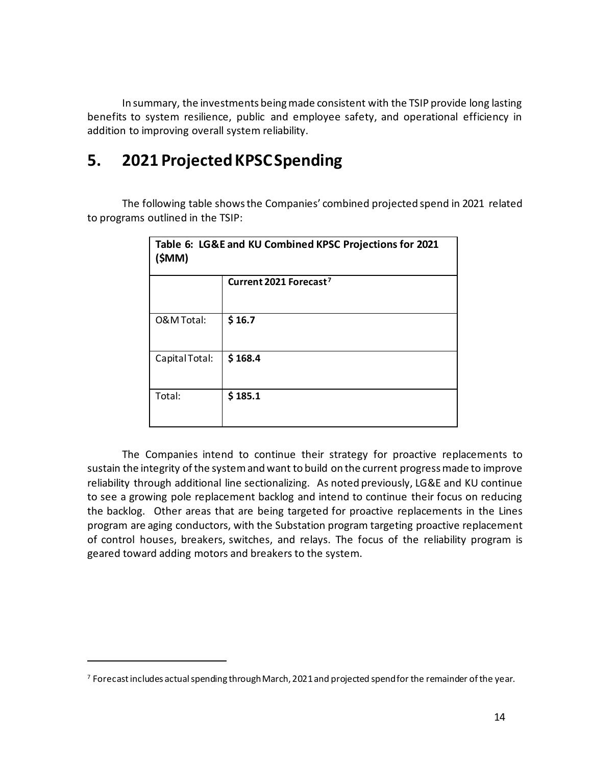In summary, the investments being made consistent with the TSIP provide long lasting benefits to system resilience, public and employee safety, and operational efficiency in addition to improving overall system reliability.

# 5. 2021 Projected KPSC Spending

The following table shows the Companies' combined projected spend in 2021 related to programs outlined in the TSIP:

**Table 6: LG&E and KU Combined KPSC Projections for 2021 ($MM)**

| | Current 2021 Forecast[7] |
|---|---|
| O&M Total: | **$ 16.7** |
| Capital Total: | **$ 168.4** |
| Total: | **$ 185.1** |

The Companies intend to continue their strategy for proactive replacements to sustain the integrity of the system and want to build on the current progress made to improve reliability through additional line sectionalizing. As noted previously, LG&E and KU continue to see a growing pole replacement backlog and intend to continue their focus on reducing the backlog. Other areas that are being targeted for proactive replacements in the Lines program are aging conductors, with the Substation program targeting proactive replacement of control houses, breakers, switches, and relays. The focus of the reliability program is geared toward adding motors and breakers to the system.

---

[7] Forecast includes actual spending through March, 2021 and projected spend for the remainder of the year.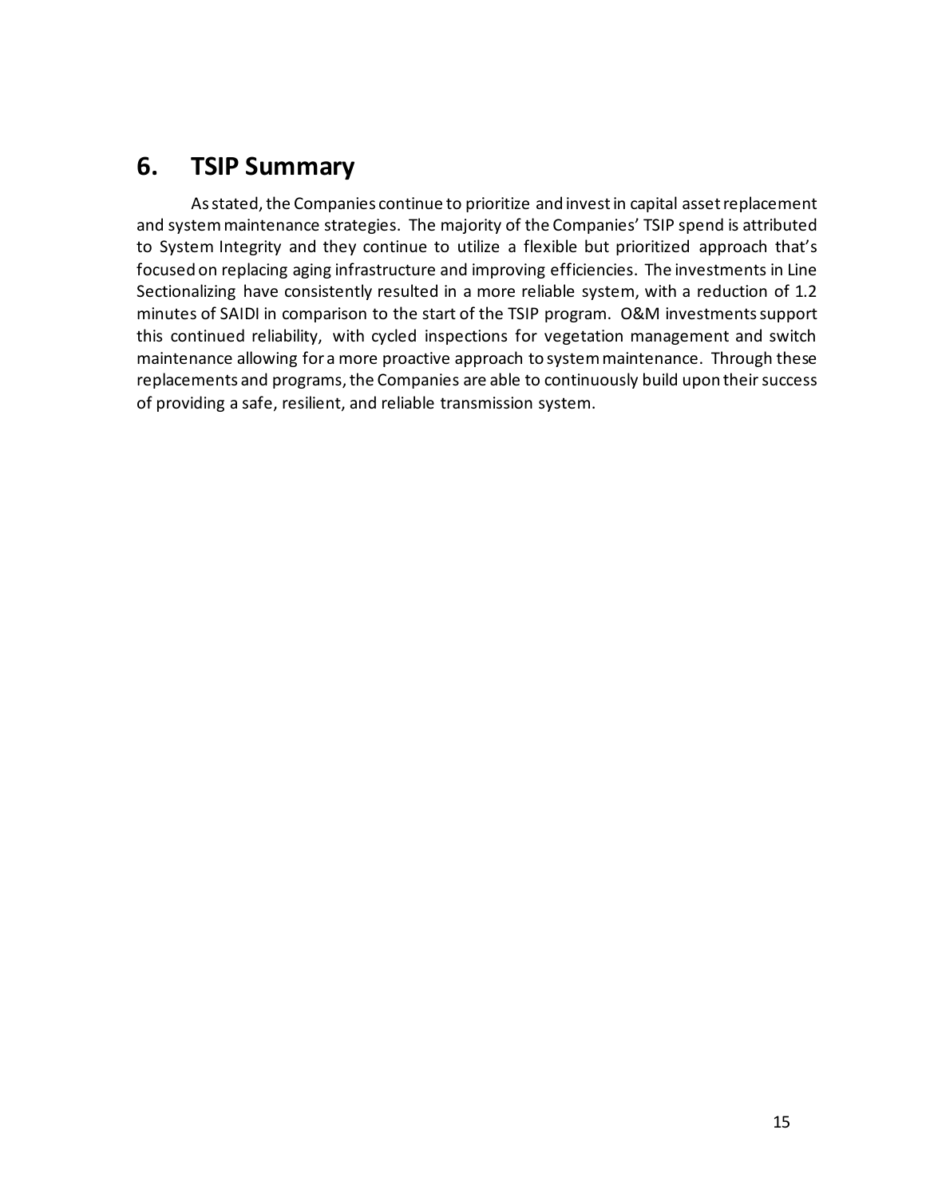## 6. TSIP Summary

As stated, the Companies continue to prioritize and invest in capital asset replacement and system maintenance strategies. The majority of the Companies' TSIP spend is attributed to System Integrity and they continue to utilize a flexible but prioritized approach that's focused on replacing aging infrastructure and improving efficiencies. The investments in Line Sectionalizing have consistently resulted in a more reliable system, with a reduction of 1.2 minutes of SAIDI in comparison to the start of the TSIP program. O&M investments support this continued reliability, with cycled inspections for vegetation management and switch maintenance allowing for a more proactive approach to system maintenance. Through these replacements and programs, the Companies are able to continuously build upon their success of providing a safe, resilient, and reliable transmission system.